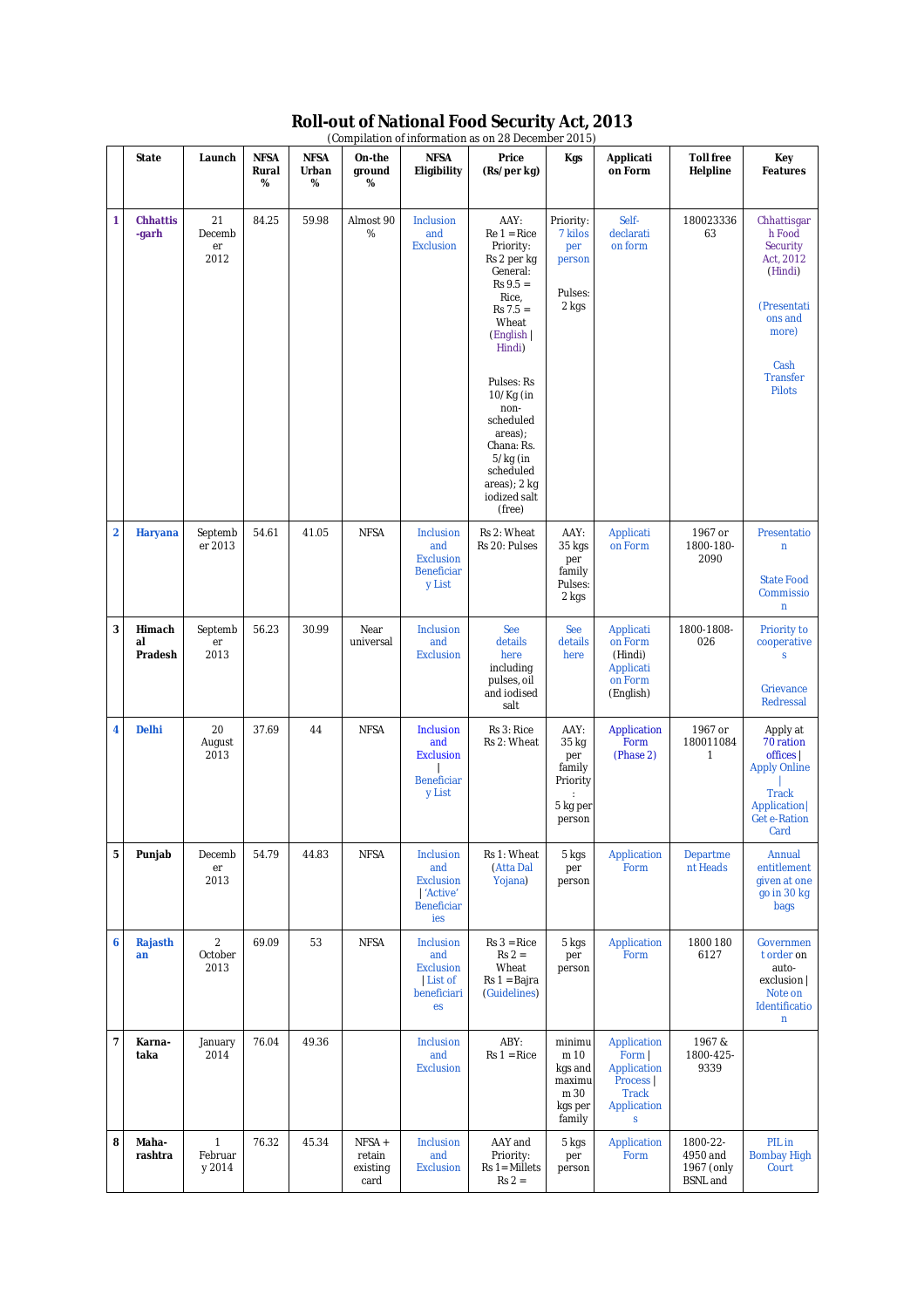# Roll-out of National Food Security Act, 2013

(Compilation of information as on 28 December 2015)

| | State | Launch | NFSA Rural % | NFSA Urban % | On-the ground % | NFSA Eligibility | Price (Rs/per kg) | Kgs | Application Form | Toll free Helpline | Key Features |
|---|---|---|---|---|---|---|---|---|---|---|---|
| 1 | Chhattis-garh | 21 December 2012 | 84.25 | 59.98 | Almost 90 % | Inclusion and Exclusion | AAY: Re 1 = Rice Priority: Rs 2 per kg General: Rs 9.5 = Rice, Rs 7.5 = Wheat (English \| Hindi) Pulses: Rs 10/Kg (in non-scheduled areas); Chana: Rs. 5/kg (in scheduled areas); 2 kg iodized salt (free) | Priority: 7 kilos per person Pulses: 2 kgs | Self-declaration form | 180023336 63 | Chhattisgarh Food Security Act, 2012 (Hindi) (Presentations and more) Cash Transfer Pilots |
| 2 | Haryana | September 2013 | 54.61 | 41.05 | NFSA | Inclusion and Exclusion Beneficiary List | Rs 2: Wheat Rs 20: Pulses | AAY: 35 kgs per family Pulses: 2 kgs | Application Form | 1967 or 1800-180-2090 | Presentation State Food Commission |
| 3 | Himachal Pradesh | September 2013 | 56.23 | 30.99 | Near universal | Inclusion and Exclusion | See details here including pulses, oil and iodised salt | See details here | Application Form (Hindi) Application Form (English) | 1800-1808-026 | Priority to cooperatives Grievance Redressal |
| 4 | Delhi | 20 August 2013 | 37.69 | 44 | NFSA | Inclusion and Exclusion \| Beneficiary List | Rs 3: Rice Rs 2: Wheat | AAY: 35 kg per family Priority: 5 kg per person | Application Form (Phase 2) | 1967 or 180011084 1 | Apply at 70 ration offices \| Apply Online \| Track Application \| Get e-Ration Card |
| 5 | Punjab | December 2013 | 54.79 | 44.83 | NFSA | Inclusion and Exclusion \| 'Active' Beneficiaries | Rs 1: Wheat (Atta Dal Yojana) | 5 kgs per person | Application Form | Department Heads | Annual entitlement given at one go in 30 kg bags |
| 6 | Rajasthan | 2 October 2013 | 69.09 | 53 | NFSA | Inclusion and Exclusion \| List of beneficiaries | Rs 3 = Rice Rs 2 = Wheat Rs 1 = Bajra (Guidelines) | 5 kgs per person | Application Form | 1800 180 6127 | Government order on auto-exclusion \| Note on Identification |
| 7 | Karna-taka | January 2014 | 76.04 | 49.36 | | Inclusion and Exclusion | ABY: Rs 1 = Rice | minimum 10 kgs and maximum 30 kgs per family | Application Form \| Application Process \| Track Applications | 1967 & 1800-425-9339 | |
| 8 | Maha-rashtra | 1 February 2014 | 76.32 | 45.34 | NFSA + retain existing card | Inclusion and Exclusion | AAY and Priority: Rs 1 = Millets Rs 2 = | 5 kgs per person | Application Form | 1800-22-4950 and 1967 (only BSNL and | PIL in Bombay High Court |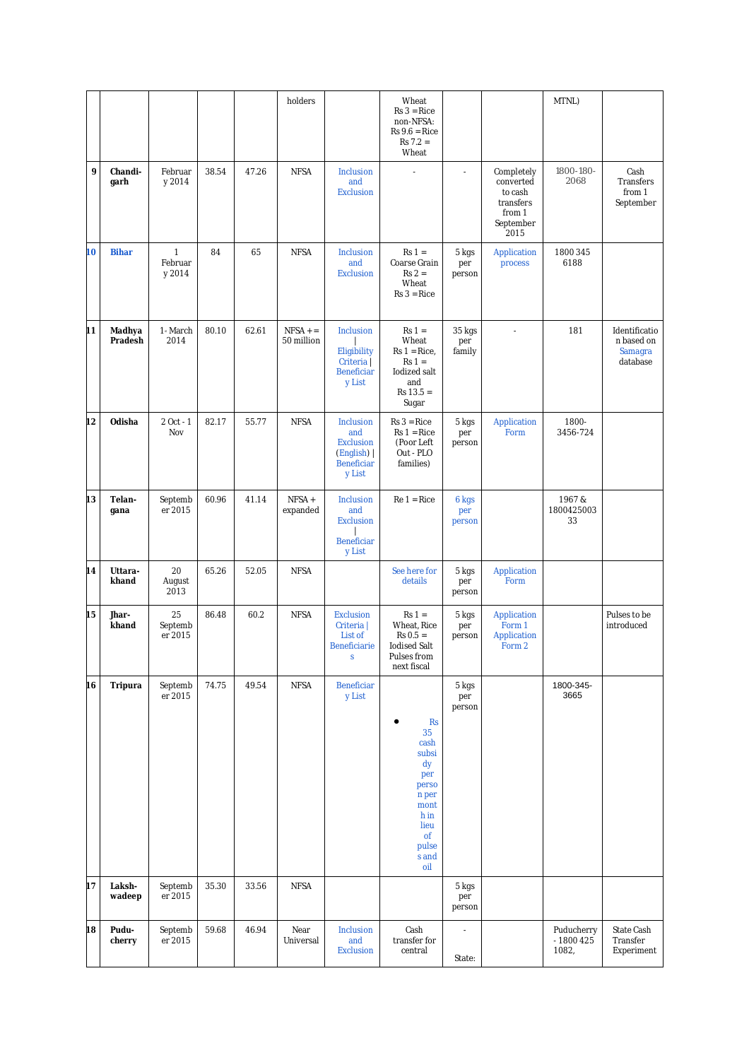| | | | | | holders | | Wheat Rs 3 = Rice non-NFSA: Rs 9.6 = Rice Rs 7.2 = Wheat | | | MTNL) | |
|---|---|---|---|---|---|---|---|---|---|---|---|
| 9 | **Chandi-garh** | February 2014 | 38.54 | 47.26 | NFSA | Inclusion and Exclusion | - | - | Completely converted to cash transfers from 1 September 2015 | 1800-180-2068 | Cash Transfers from 1 September |
| 10 | **Bihar** | 1 February 2014 | 84 | 65 | NFSA | Inclusion and Exclusion | Rs 1 = Coarse Grain Rs 2 = Wheat Rs 3 = Rice | 5 kgs per person | Application process | 1800 345 6188 | |
| 11 | **Madhya Pradesh** | 1st March 2014 | 80.10 | 62.61 | NFSA + = 50 million | Inclusion \| Eligibility Criteria \| Beneficiary List | Rs 1 = Wheat Rs 1 = Rice, Rs 1 = Iodized salt and Rs 13.5 = Sugar | 35 kgs per family | - | 181 | Identification based on Samagra database |
| 12 | **Odisha** | 2 Oct - 1 Nov | 82.17 | 55.77 | NFSA | Inclusion and Exclusion (English) \| Beneficiary List | Rs 3 = Rice Rs 1 = Rice (Poor Left Out - PLO families) | 5 kgs per person | Application Form | 1800-3456-724 | |
| 13 | **Telan-gana** | September 2015 | 60.96 | 41.14 | NFSA + expanded | Inclusion and Exclusion \| Beneficiary List | Re 1 = Rice | 6 kgs per person | | 1967 & 1800425003 33 | |
| 14 | **Uttara-khand** | 20 August 2013 | 65.26 | 52.05 | NFSA | | See here for details | 5 kgs per person | Application Form | | |
| 15 | **Jhar-khand** | 25 September 2015 | 86.48 | 60.2 | NFSA | Exclusion Criteria \| List of Beneficiaries | Rs 1 = Wheat, Rice Rs 0.5 = Iodised Salt Pulses from next fiscal | 5 kgs per person | Application Form 1 Application Form 2 | | Pulses to be introduced |
| 16 | **Tripura** | September 2015 | 74.75 | 49.54 | NFSA | Beneficiary List | • Rs 35 cash subsidy per person per month in lieu of pulses and oil | 5 kgs per person | | 1800-345-3665 | |
| 17 | **Laksh-wadeep** | September 2015 | 35.30 | 33.56 | NFSA | | | 5 kgs per person | | | |
| 18 | **Pudu-cherry** | September 2015 | 59.68 | 46.94 | Near Universal | Inclusion and Exclusion | Cash transfer for central | - State: | | Puducherry - 1800 425 1082, | State Cash Transfer Experiment |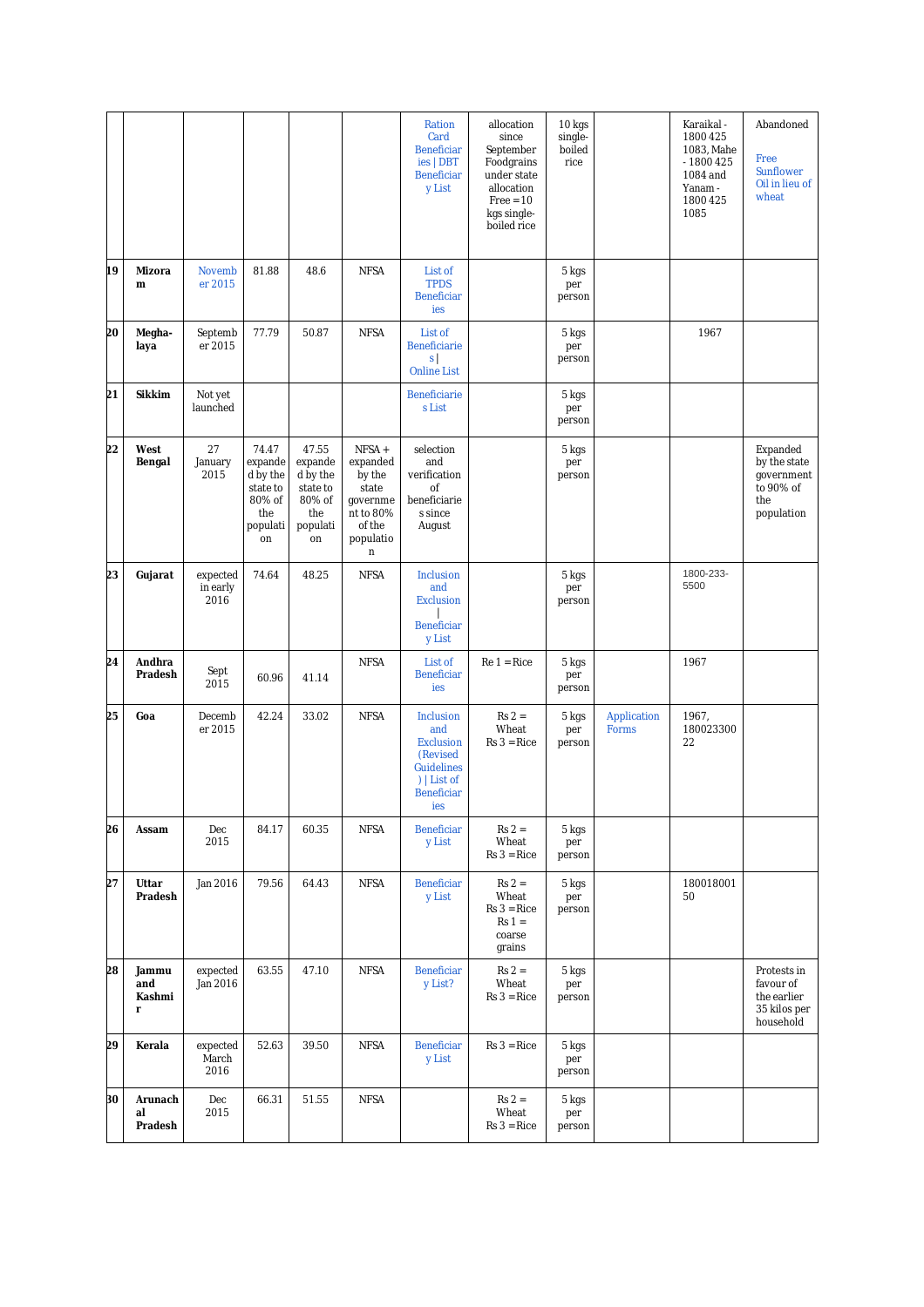|  |  |  |  |  |  | Ration Card Beneficiaries \| DBT Beneficiary List | allocation since September Foodgrains under state allocation Free = 10 kgs single-boiled rice | 10 kgs single-boiled rice |  | Karaikal - 1800 425 1083, Mahe - 1800 425 1084 and Yanam - 1800 425 1085 | Abandoned<br><br>Free Sunflower Oil in lieu of wheat |
|---|---|---|---|---|---|---|---|---|---|---|---|
| 19 | **Mizoram** | November 2015 | 81.88 | 48.6 | NFSA | List of TPDS Beneficiaries |  | 5 kgs per person |  |  |  |
| 20 | **Megha-laya** | September 2015 | 77.79 | 50.87 | NFSA | List of Beneficiaries \| Online List |  | 5 kgs per person |  | 1967 |  |
| 21 | **Sikkim** | Not yet launched |  |  |  | Beneficiaries List |  | 5 kgs per person |  |  |  |
| 22 | **West Bengal** | 27 January 2015 | 74.47 expanded by the state to 80% of the population | 47.55 expanded by the state to 80% of the population | NFSA + expanded by the state government to 80% of the population | selection and verification of beneficiaries since August |  | 5 kgs per person |  |  | Expanded by the state government to 90% of the population |
| 23 | **Gujarat** | expected in early 2016 | 74.64 | 48.25 | NFSA | Inclusion and Exclusion \| Beneficiary List |  | 5 kgs per person |  | 1800-233-5500 |  |
| 24 | **Andhra Pradesh** | Sept 2015 | 60.96 | 41.14 | NFSA | List of Beneficiaries | Re 1 = Rice | 5 kgs per person |  | 1967 |  |
| 25 | **Goa** | December 2015 | 42.24 | 33.02 | NFSA | Inclusion and Exclusion (Revised Guidelines) \| List of Beneficiaries | Rs 2 = Wheat Rs 3 = Rice | 5 kgs per person | Application Forms | 1967, 18002330022 |  |
| 26 | **Assam** | Dec 2015 | 84.17 | 60.35 | NFSA | Beneficiary List | Rs 2 = Wheat Rs 3 = Rice | 5 kgs per person |  |  |  |
| 27 | **Uttar Pradesh** | Jan 2016 | 79.56 | 64.43 | NFSA | Beneficiary List | Rs 2 = Wheat Rs 3 = Rice Rs 1 = coarse grains | 5 kgs per person |  | 18001800150 |  |
| 28 | **Jammu and Kashmir** | expected Jan 2016 | 63.55 | 47.10 | NFSA | Beneficiary List? | Rs 2 = Wheat Rs 3 = Rice | 5 kgs per person |  |  | Protests in favour of the earlier 35 kilos per household |
| 29 | **Kerala** | expected March 2016 | 52.63 | 39.50 | NFSA | Beneficiary List | Rs 3 = Rice | 5 kgs per person |  |  |  |
| 30 | **Arunachal Pradesh** | Dec 2015 | 66.31 | 51.55 | NFSA |  | Rs 2 = Wheat Rs 3 = Rice | 5 kgs per person |  |  |  |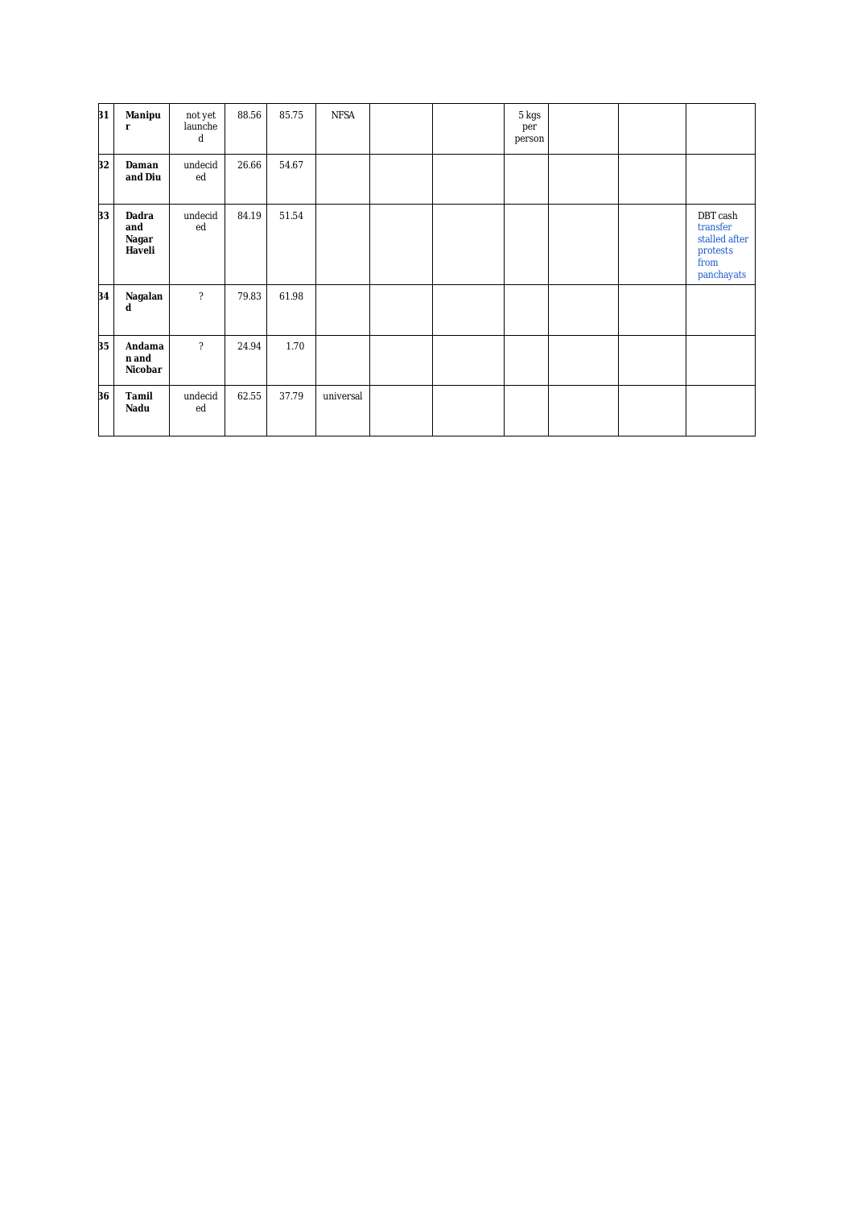| | | | | | | | | | | | |
|---|---|---|---|---|---|---|---|---|---|---|---|
| 31 | **Manipur** | not yet launched | 88.56 | 85.75 | NFSA | | | 5 kgs per person | | | |
| 32 | **Daman and Diu** | undecided | 26.66 | 54.67 | | | | | | | |
| 33 | **Dadra and Nagar Haveli** | undecided | 84.19 | 51.54 | | | | | | | DBT cash transfer stalled after protests from panchayats |
| 34 | **Nagaland** | ? | 79.83 | 61.98 | | | | | | | |
| 35 | **Andaman and Nicobar** | ? | 24.94 | 1.70 | | | | | | | |
| 36 | **Tamil Nadu** | undecided | 62.55 | 37.79 | universal | | | | | | |